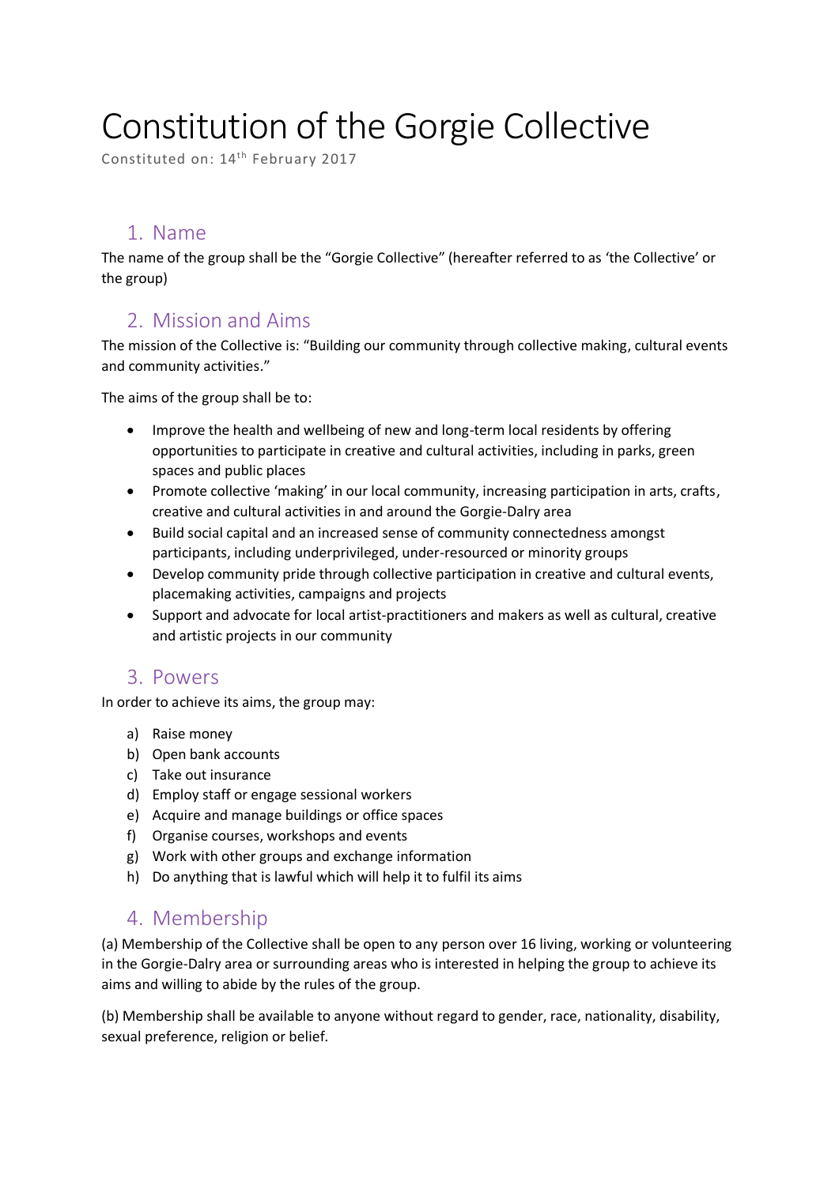# Constitution of the Gorgie Collective

Constituted on: 14th February 2017

## 1. Name

The name of the group shall be the "Gorgie Collective" (hereafter referred to as 'the Collective' or the group)

## 2. Mission and Aims

The mission of the Collective is: "Building our community through collective making, cultural events and community activities."

The aims of the group shall be to:

- Improve the health and wellbeing of new and long-term local residents by offering opportunities to participate in creative and cultural activities, including in parks, green spaces and public places
- Promote collective 'making' in our local community, increasing participation in arts, crafts, creative and cultural activities in and around the Gorgie-Dalry area
- Build social capital and an increased sense of community connectedness amongst participants, including underprivileged, under-resourced or minority groups
- Develop community pride through collective participation in creative and cultural events, placemaking activities, campaigns and projects
- Support and advocate for local artist-practitioners and makers as well as cultural, creative and artistic projects in our community

## 3. Powers

In order to achieve its aims, the group may:

a) Raise money
b) Open bank accounts
c) Take out insurance
d) Employ staff or engage sessional workers
e) Acquire and manage buildings or office spaces
f) Organise courses, workshops and events
g) Work with other groups and exchange information
h) Do anything that is lawful which will help it to fulfil its aims

## 4. Membership

(a) Membership of the Collective shall be open to any person over 16 living, working or volunteering in the Gorgie-Dalry area or surrounding areas who is interested in helping the group to achieve its aims and willing to abide by the rules of the group.

(b) Membership shall be available to anyone without regard to gender, race, nationality, disability, sexual preference, religion or belief.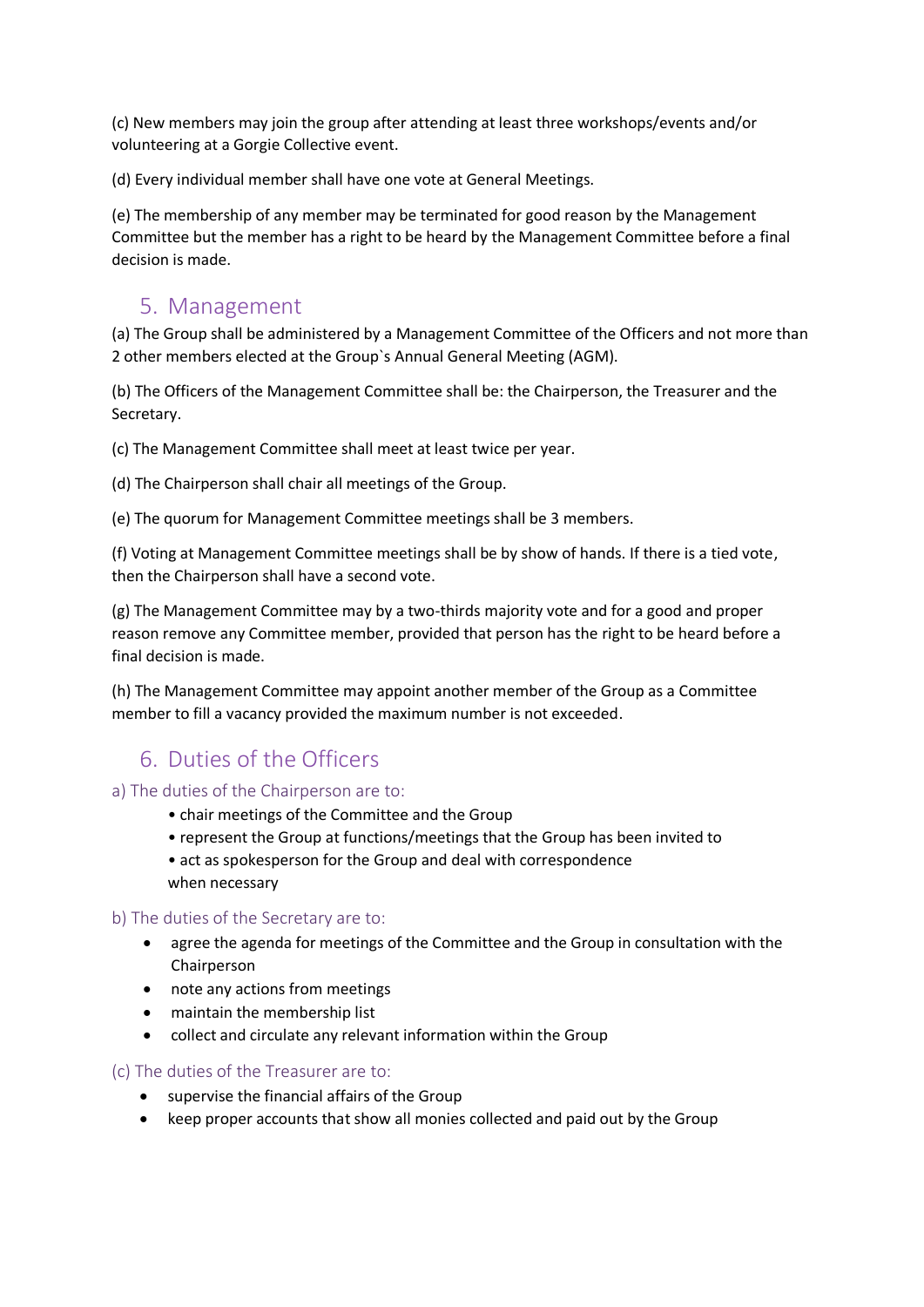(c) New members may join the group after attending at least three workshops/events and/or volunteering at a Gorgie Collective event.

(d) Every individual member shall have one vote at General Meetings.

(e) The membership of any member may be terminated for good reason by the Management Committee but the member has a right to be heard by the Management Committee before a final decision is made.

## 5. Management

(a) The Group shall be administered by a Management Committee of the Officers and not more than 2 other members elected at the Group`s Annual General Meeting (AGM).

(b) The Officers of the Management Committee shall be: the Chairperson, the Treasurer and the Secretary.

(c) The Management Committee shall meet at least twice per year.

(d) The Chairperson shall chair all meetings of the Group.

(e) The quorum for Management Committee meetings shall be 3 members.

(f) Voting at Management Committee meetings shall be by show of hands. If there is a tied vote, then the Chairperson shall have a second vote.

(g) The Management Committee may by a two-thirds majority vote and for a good and proper reason remove any Committee member, provided that person has the right to be heard before a final decision is made.

(h) The Management Committee may appoint another member of the Group as a Committee member to fill a vacancy provided the maximum number is not exceeded.

## 6. Duties of the Officers

### a) The duties of the Chairperson are to:

- chair meetings of the Committee and the Group
- represent the Group at functions/meetings that the Group has been invited to
- act as spokesperson for the Group and deal with correspondence when necessary

### b) The duties of the Secretary are to:

- agree the agenda for meetings of the Committee and the Group in consultation with the Chairperson
- note any actions from meetings
- maintain the membership list
- collect and circulate any relevant information within the Group

### (c) The duties of the Treasurer are to:

- supervise the financial affairs of the Group
- keep proper accounts that show all monies collected and paid out by the Group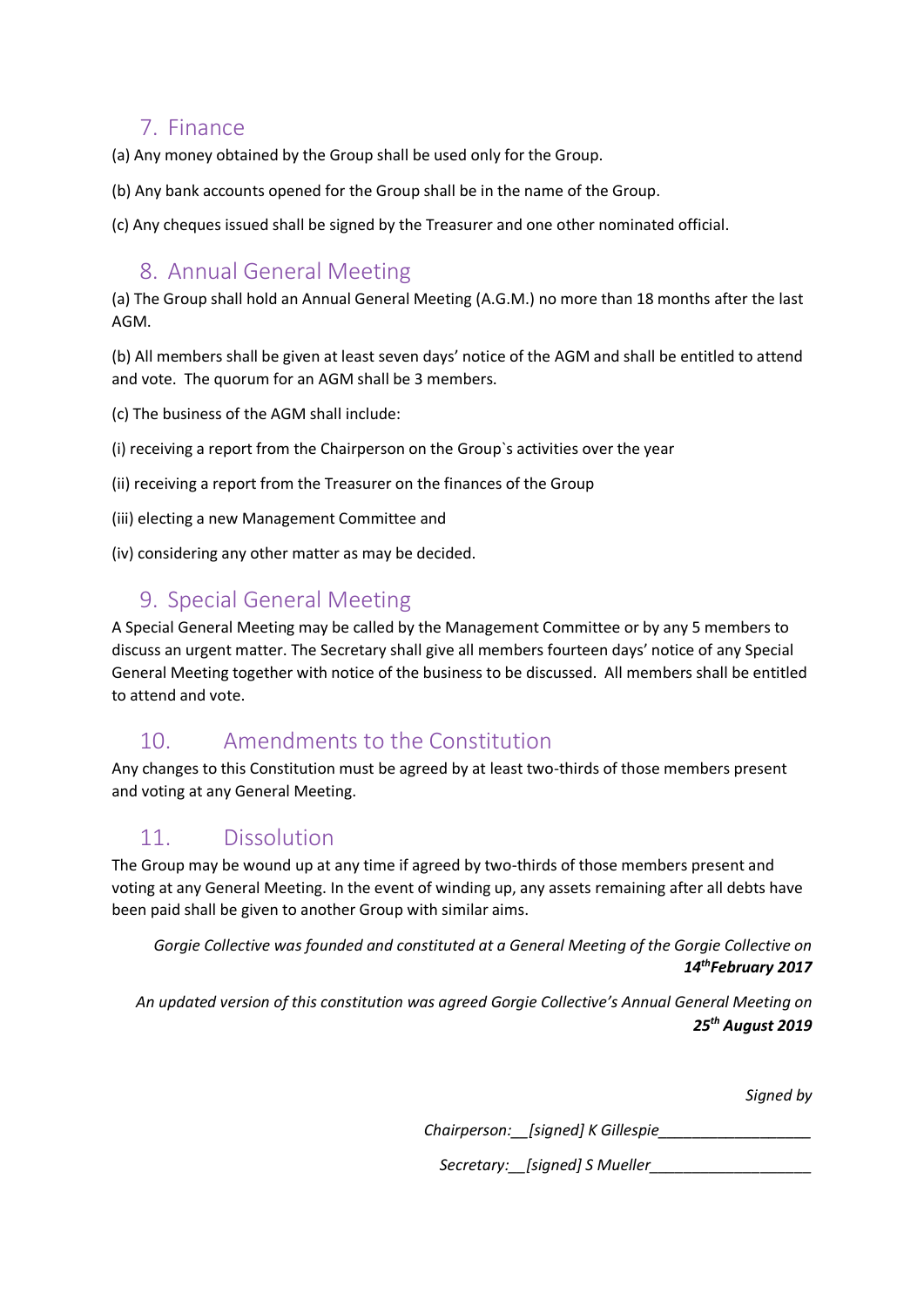## 7. Finance

(a) Any money obtained by the Group shall be used only for the Group.

(b) Any bank accounts opened for the Group shall be in the name of the Group.

(c) Any cheques issued shall be signed by the Treasurer and one other nominated official.

## 8. Annual General Meeting

(a) The Group shall hold an Annual General Meeting (A.G.M.) no more than 18 months after the last AGM.

(b) All members shall be given at least seven days' notice of the AGM and shall be entitled to attend and vote. The quorum for an AGM shall be 3 members.

(c) The business of the AGM shall include:

(i) receiving a report from the Chairperson on the Group`s activities over the year

(ii) receiving a report from the Treasurer on the finances of the Group

(iii) electing a new Management Committee and

(iv) considering any other matter as may be decided.

## 9. Special General Meeting

A Special General Meeting may be called by the Management Committee or by any 5 members to discuss an urgent matter. The Secretary shall give all members fourteen days' notice of any Special General Meeting together with notice of the business to be discussed. All members shall be entitled to attend and vote.

## 10. Amendments to the Constitution

Any changes to this Constitution must be agreed by at least two-thirds of those members present and voting at any General Meeting.

## 11. Dissolution

The Group may be wound up at any time if agreed by two-thirds of those members present and voting at any General Meeting. In the event of winding up, any assets remaining after all debts have been paid shall be given to another Group with similar aims.

*Gorgie Collective was founded and constituted at a General Meeting of the Gorgie Collective on* ***14thFebruary 2017***

*An updated version of this constitution was agreed Gorgie Collective's Annual General Meeting on* ***25th August 2019***

*Signed by*

*Chairperson:__[signed] K Gillespie__________________*

*Secretary:__[signed] S Mueller___________________*